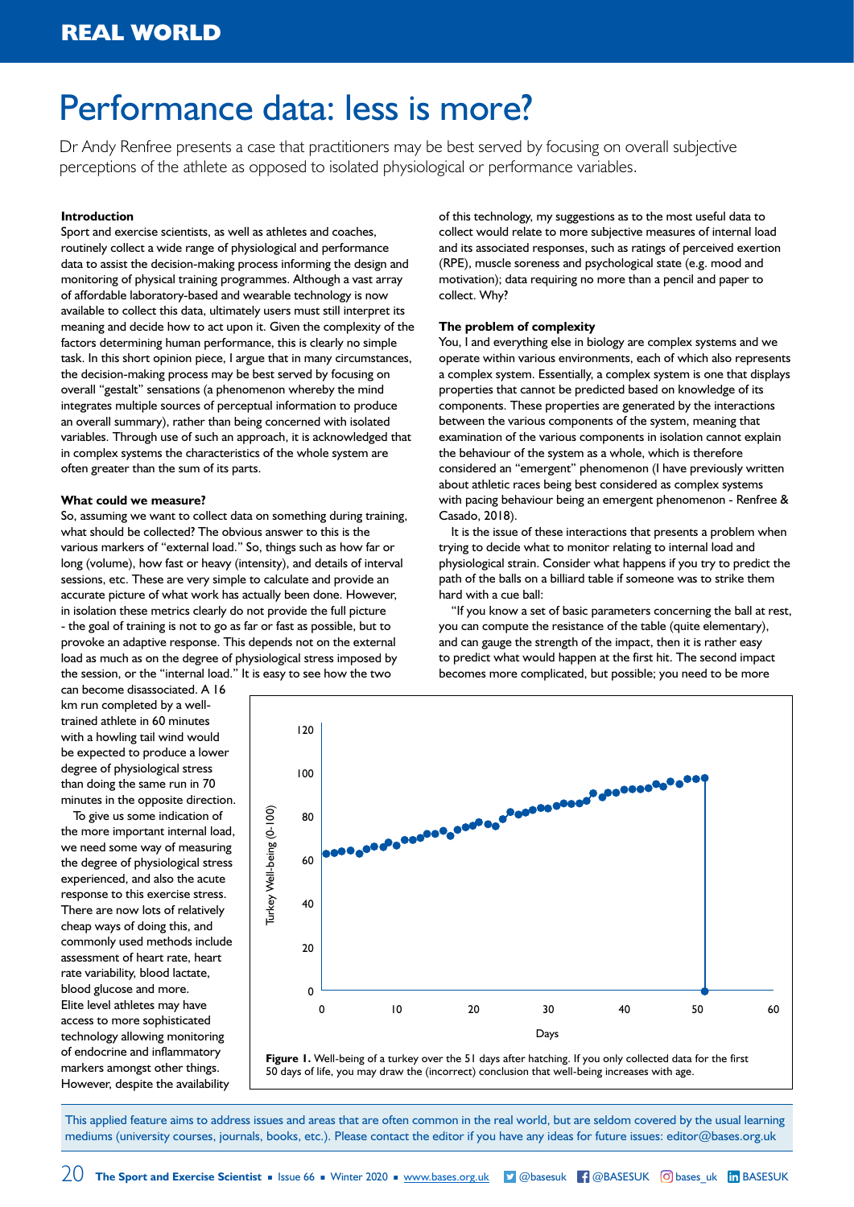REAL WORLD

# Performance data: less is more?

Dr Andy Renfree presents a case that practitioners may be best served by focusing on overall subjective perceptions of the athlete as opposed to isolated physiological or performance variables.

**Introduction**

Sport and exercise scientists, as well as athletes and coaches, routinely collect a wide range of physiological and performance data to assist the decision-making process informing the design and monitoring of physical training programmes. Although a vast array of affordable laboratory-based and wearable technology is now available to collect this data, ultimately users must still interpret its meaning and decide how to act upon it. Given the complexity of the factors determining human performance, this is clearly no simple task. In this short opinion piece, I argue that in many circumstances, the decision-making process may be best served by focusing on overall "gestalt" sensations (a phenomenon whereby the mind integrates multiple sources of perceptual information to produce an overall summary), rather than being concerned with isolated variables. Through use of such an approach, it is acknowledged that in complex systems the characteristics of the whole system are often greater than the sum of its parts.

**What could we measure?**

So, assuming we want to collect data on something during training, what should be collected? The obvious answer to this is the various markers of "external load." So, things such as how far or long (volume), how fast or heavy (intensity), and details of interval sessions, etc. These are very simple to calculate and provide an accurate picture of what work has actually been done. However, in isolation these metrics clearly do not provide the full picture - the goal of training is not to go as far or fast as possible, but to provoke an adaptive response. This depends not on the external load as much as on the degree of physiological stress imposed by the session, or the "internal load." It is easy to see how the two can become disassociated. A 16 km run completed by a well-trained athlete in 60 minutes with a howling tail wind would be expected to produce a lower degree of physiological stress than doing the same run in 70 minutes in the opposite direction.

To give us some indication of the more important internal load, we need some way of measuring the degree of physiological stress experienced, and also the acute response to this exercise stress. There are now lots of relatively cheap ways of doing this, and commonly used methods include assessment of heart rate, heart rate variability, blood lactate, blood glucose and more. Elite level athletes may have access to more sophisticated technology allowing monitoring of endocrine and inflammatory markers amongst other things. However, despite the availability of this technology, my suggestions as to the most useful data to collect would relate to more subjective measures of internal load and its associated responses, such as ratings of perceived exertion (RPE), muscle soreness and psychological state (e.g. mood and motivation); data requiring no more than a pencil and paper to collect. Why?

**The problem of complexity**

You, I and everything else in biology are complex systems and we operate within various environments, each of which also represents a complex system. Essentially, a complex system is one that displays properties that cannot be predicted based on knowledge of its components. These properties are generated by the interactions between the various components of the system, meaning that examination of the various components in isolation cannot explain the behaviour of the system as a whole, which is therefore considered an "emergent" phenomenon (I have previously written about athletic races being best considered as complex systems with pacing behaviour being an emergent phenomenon - Renfree & Casado, 2018).

It is the issue of these interactions that presents a problem when trying to decide what to monitor relating to internal load and physiological strain. Consider what happens if you try to predict the path of the balls on a billiard table if someone was to strike them hard with a cue ball:

"If you know a set of basic parameters concerning the ball at rest, you can compute the resistance of the table (quite elementary), and can gauge the strength of the impact, then it is rather easy to predict what would happen at the first hit. The second impact becomes more complicated, but possible; you need to be more

**Figure 1.** Well-being of a turkey over the 51 days after hatching. If you only collected data for the first 50 days of life, you may draw the (incorrect) conclusion that well-being increases with age.

This applied feature aims to address issues and areas that are often common in the real world, but are seldom covered by the usual learning mediums (university courses, journals, books, etc.). Please contact the editor if you have any ideas for future issues: editor@bases.org.uk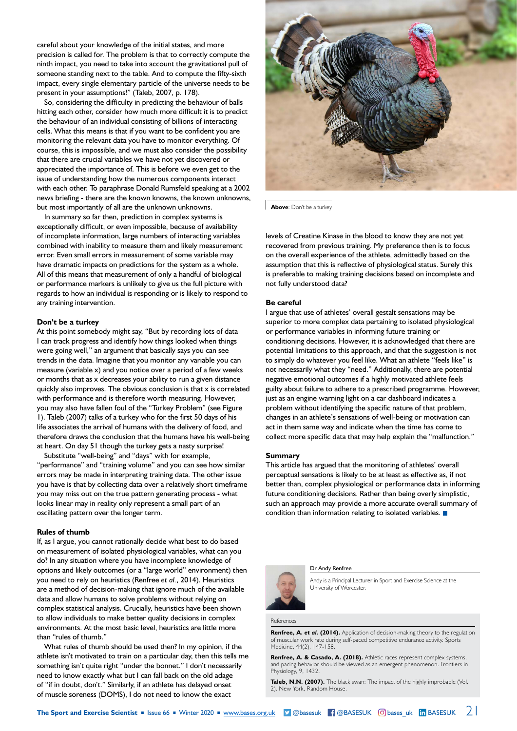careful about your knowledge of the initial states, and more precision is called for. The problem is that to correctly compute the ninth impact, you need to take into account the gravitational pull of someone standing next to the table. And to compute the fifty-sixth impact, every single elementary particle of the universe needs to be present in your assumptions!" (Taleb, 2007, p. 178).

So, considering the difficulty in predicting the behaviour of balls hitting each other, consider how much more difficult it is to predict the behaviour of an individual consisting of billions of interacting cells. What this means is that if you want to be confident you are monitoring the relevant data you have to monitor everything. Of course, this is impossible, and we must also consider the possibility that there are crucial variables we have not yet discovered or appreciated the importance of. This is before we even get to the issue of understanding how the numerous components interact with each other. To paraphrase Donald Rumsfeld speaking at a 2002 news briefing - there are the known knowns, the known unknowns, but most importantly of all are the unknown unknowns.

In summary so far then, prediction in complex systems is exceptionally difficult, or even impossible, because of availability of incomplete information, large numbers of interacting variables combined with inability to measure them and likely measurement error. Even small errors in measurement of some variable may have dramatic impacts on predictions for the system as a whole. All of this means that measurement of only a handful of biological or performance markers is unlikely to give us the full picture with regards to how an individual is responding or is likely to respond to any training intervention.

### Don't be a turkey

At this point somebody might say, "But by recording lots of data I can track progress and identify how things looked when things were going well," an argument that basically says you can see trends in the data. Imagine that you monitor any variable you can measure (variable x) and you notice over a period of a few weeks or months that as x decreases your ability to run a given distance quickly also improves. The obvious conclusion is that x is correlated with performance and is therefore worth measuring. However, you may also have fallen foul of the "Turkey Problem" (see Figure 1). Taleb (2007) talks of a turkey who for the first 50 days of his life associates the arrival of humans with the delivery of food, and therefore draws the conclusion that the humans have his well-being at heart. On day 51 though the turkey gets a nasty surprise!

Substitute "well-being" and "days" with for example, "performance" and "training volume" and you can see how similar errors may be made in interpreting training data. The other issue you have is that by collecting data over a relatively short timeframe you may miss out on the true pattern generating process - what looks linear may in reality only represent a small part of an oscillating pattern over the longer term.

### Rules of thumb

If, as I argue, you cannot rationally decide what best to do based on measurement of isolated physiological variables, what can you do? In any situation where you have incomplete knowledge of options and likely outcomes (or a "large world" environment) then you need to rely on heuristics (Renfree *et al*., 2014). Heuristics are a method of decision-making that ignore much of the available data and allow humans to solve problems without relying on complex statistical analysis. Crucially, heuristics have been shown to allow individuals to make better quality decisions in complex environments. At the most basic level, heuristics are little more than "rules of thumb."

What rules of thumb should be used then? In my opinion, if the athlete isn't motivated to train on a particular day, then this tells me something isn't quite right "under the bonnet." I don't necessarily need to know exactly what but I can fall back on the old adage of "if in doubt, don't." Similarly, if an athlete has delayed onset of muscle soreness (DOMS), I do not need to know the exact

**Above**: Don't be a turkey

levels of Creatine Kinase in the blood to know they are not yet recovered from previous training. My preference then is to focus on the overall experience of the athlete, admittedly based on the assumption that this is reflective of physiological status. Surely this is preferable to making training decisions based on incomplete and not fully understood data?

### Be careful

I argue that use of athletes' overall gestalt sensations may be superior to more complex data pertaining to isolated physiological or performance variables in informing future training or conditioning decisions. However, it is acknowledged that there are potential limitations to this approach, and that the suggestion is not to simply do whatever you feel like. What an athlete "feels like" is not necessarily what they "need." Additionally, there are potential negative emotional outcomes if a highly motivated athlete feels guilty about failure to adhere to a prescribed programme. However, just as an engine warning light on a car dashboard indicates a problem without identifying the specific nature of that problem, changes in an athlete's sensations of well-being or motivation can act in them same way and indicate when the time has come to collect more specific data that may help explain the "malfunction."

### Summary

This article has argued that the monitoring of athletes' overall perceptual sensations is likely to be at least as effective as, if not better than, complex physiological or performance data in informing future conditioning decisions. Rather than being overly simplistic, such an approach may provide a more accurate overall summary of condition than information relating to isolated variables.

**Dr Andy Renfree**

Andy is a Principal Lecturer in Sport and Exercise Science at the University of Worcester.

References:

**Renfree, A. *et al*. (2014).** Application of decision-making theory to the regulation of muscular work rate during self-paced competitive endurance activity. Sports Medicine, 44(2), 147-158.

**Renfree, A. & Casado, A. (2018).** Athletic races represent complex systems, and pacing behavior should be viewed as an emergent phenomenon. Frontiers in Physiology, 9, 1432.

**Taleb, N.N. (2007).** The black swan: The impact of the highly improbable (Vol. 2). New York, Random House.